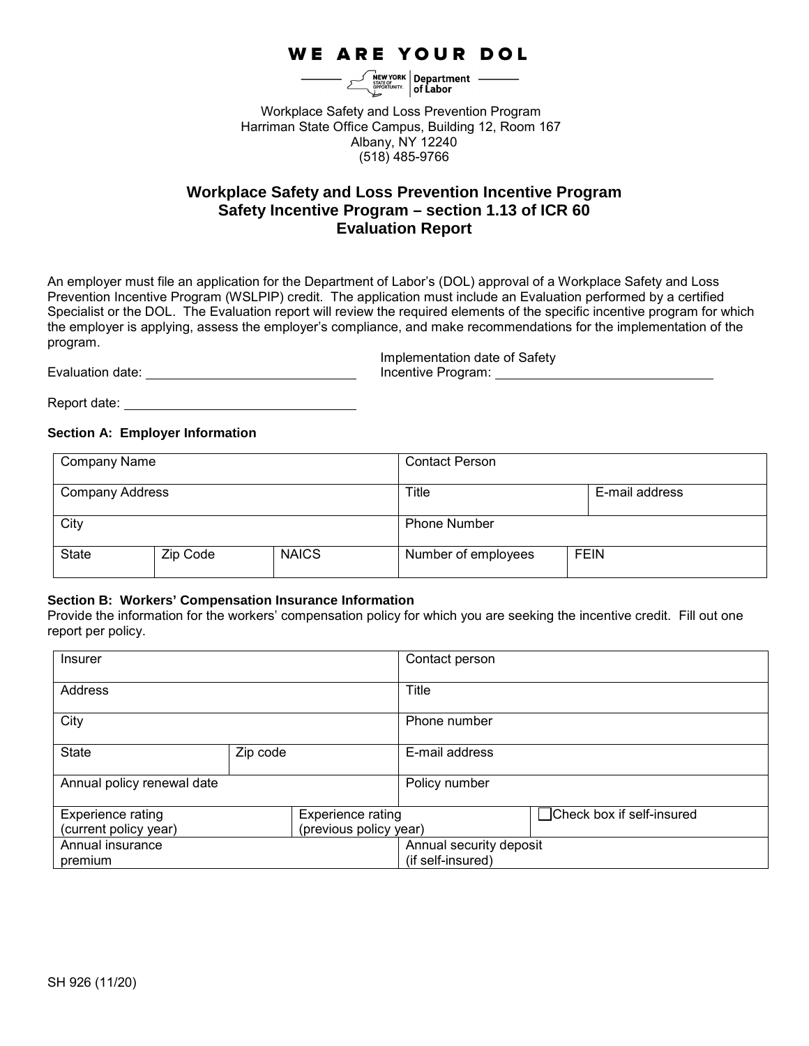WE ARE YOUR DOL

NEW YORK STATE OF OPPORTUNITY. | Department of Labor

Workplace Safety and Loss Prevention Program
Harriman State Office Campus, Building 12, Room 167
Albany, NY 12240
(518) 485-9766

# Workplace Safety and Loss Prevention Incentive Program
## Safety Incentive Program – section 1.13 of ICR 60
## Evaluation Report

An employer must file an application for the Department of Labor's (DOL) approval of a Workplace Safety and Loss Prevention Incentive Program (WSLPIP) credit. The application must include an Evaluation performed by a certified Specialist or the DOL. The Evaluation report will review the required elements of the specific incentive program for which the employer is applying, assess the employer's compliance, and make recommendations for the implementation of the program.

Evaluation date: ____________________________

Implementation date of Safety Incentive Program: ____________________________

Report date: ____________________________

**Section A: Employer Information**

| Company Name | | | Contact Person | |
|---|---|---|---|---|
| Company Address | | | Title | E-mail address |
| City | | | Phone Number | |
| State | Zip Code | NAICS | Number of employees | FEIN |

**Section B: Workers' Compensation Insurance Information**

Provide the information for the workers' compensation policy for which you are seeking the incentive credit. Fill out one report per policy.

| Insurer | | | Contact person | |
|---|---|---|---|---|
| Address | | | Title | |
| City | | | Phone number | |
| State | Zip code | | E-mail address | |
| Annual policy renewal date | | | Policy number | |
| Experience rating (current policy year) | | Experience rating (previous policy year) | | ☐ Check box if self-insured |
| Annual insurance premium | | | Annual security deposit (if self-insured) | |

SH 926 (11/20)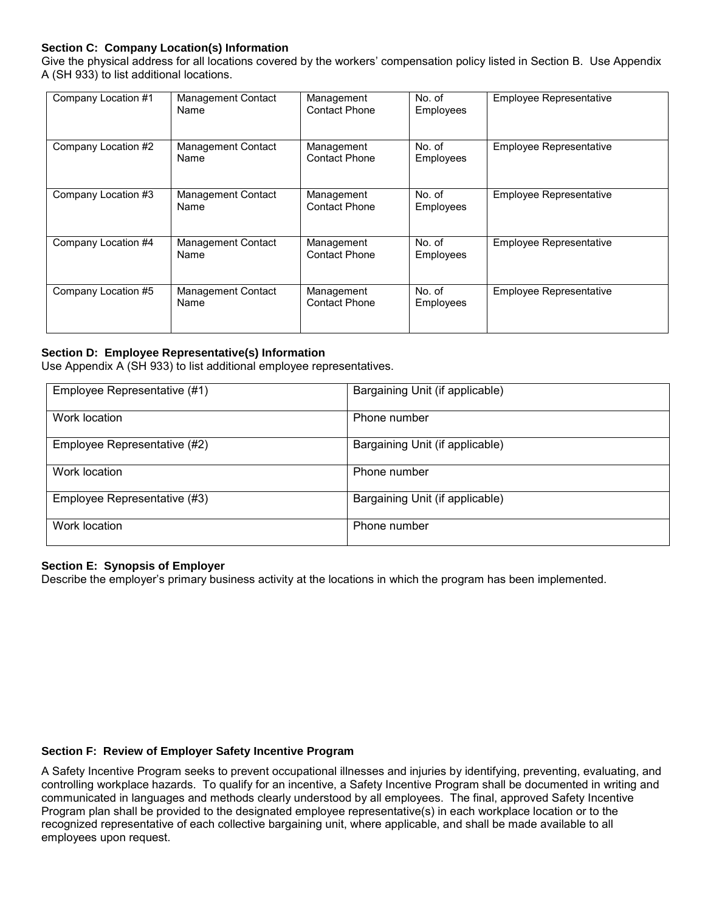### Section C: Company Location(s) Information

Give the physical address for all locations covered by the workers' compensation policy listed in Section B. Use Appendix A (SH 933) to list additional locations.

| Company Location #1 | Management Contact Name | Management Contact Phone | No. of Employees | Employee Representative |
|---|---|---|---|---|
| Company Location #2 | Management Contact Name | Management Contact Phone | No. of Employees | Employee Representative |
| Company Location #3 | Management Contact Name | Management Contact Phone | No. of Employees | Employee Representative |
| Company Location #4 | Management Contact Name | Management Contact Phone | No. of Employees | Employee Representative |
| Company Location #5 | Management Contact Name | Management Contact Phone | No. of Employees | Employee Representative |

### Section D: Employee Representative(s) Information

Use Appendix A (SH 933) to list additional employee representatives.

| Employee Representative (#1) | Bargaining Unit (if applicable) |
|---|---|
| Work location | Phone number |
| Employee Representative (#2) | Bargaining Unit (if applicable) |
| Work location | Phone number |
| Employee Representative (#3) | Bargaining Unit (if applicable) |
| Work location | Phone number |

### Section E: Synopsis of Employer

Describe the employer's primary business activity at the locations in which the program has been implemented.

### Section F: Review of Employer Safety Incentive Program

A Safety Incentive Program seeks to prevent occupational illnesses and injuries by identifying, preventing, evaluating, and controlling workplace hazards. To qualify for an incentive, a Safety Incentive Program shall be documented in writing and communicated in languages and methods clearly understood by all employees. The final, approved Safety Incentive Program plan shall be provided to the designated employee representative(s) in each workplace location or to the recognized representative of each collective bargaining unit, where applicable, and shall be made available to all employees upon request.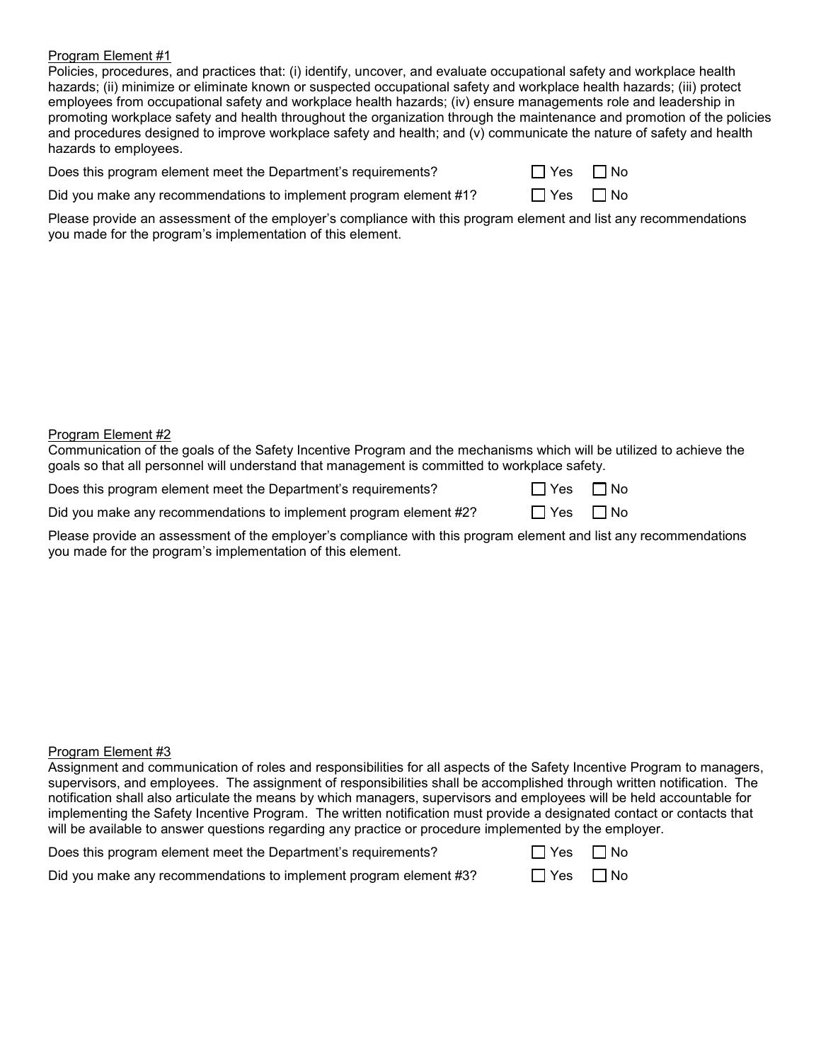<u>Program Element #1</u>

Policies, procedures, and practices that: (i) identify, uncover, and evaluate occupational safety and workplace health hazards; (ii) minimize or eliminate known or suspected occupational safety and workplace health hazards; (iii) protect employees from occupational safety and workplace health hazards; (iv) ensure managements role and leadership in promoting workplace safety and health throughout the organization through the maintenance and promotion of the policies and procedures designed to improve workplace safety and health; and (v) communicate the nature of safety and health hazards to employees.

Does this program element meet the Department's requirements? ☐ Yes ☐ No

Did you make any recommendations to implement program element #1? ☐ Yes ☐ No

Please provide an assessment of the employer's compliance with this program element and list any recommendations you made for the program's implementation of this element.

<u>Program Element #2</u>

Communication of the goals of the Safety Incentive Program and the mechanisms which will be utilized to achieve the goals so that all personnel will understand that management is committed to workplace safety.

Does this program element meet the Department's requirements? ☐ Yes ☐ No

Did you make any recommendations to implement program element #2? ☐ Yes ☐ No

Please provide an assessment of the employer's compliance with this program element and list any recommendations you made for the program's implementation of this element.

<u>Program Element #3</u>

Assignment and communication of roles and responsibilities for all aspects of the Safety Incentive Program to managers, supervisors, and employees. The assignment of responsibilities shall be accomplished through written notification. The notification shall also articulate the means by which managers, supervisors and employees will be held accountable for implementing the Safety Incentive Program. The written notification must provide a designated contact or contacts that will be available to answer questions regarding any practice or procedure implemented by the employer.

Does this program element meet the Department's requirements? ☐ Yes ☐ No

Did you make any recommendations to implement program element #3? ☐ Yes ☐ No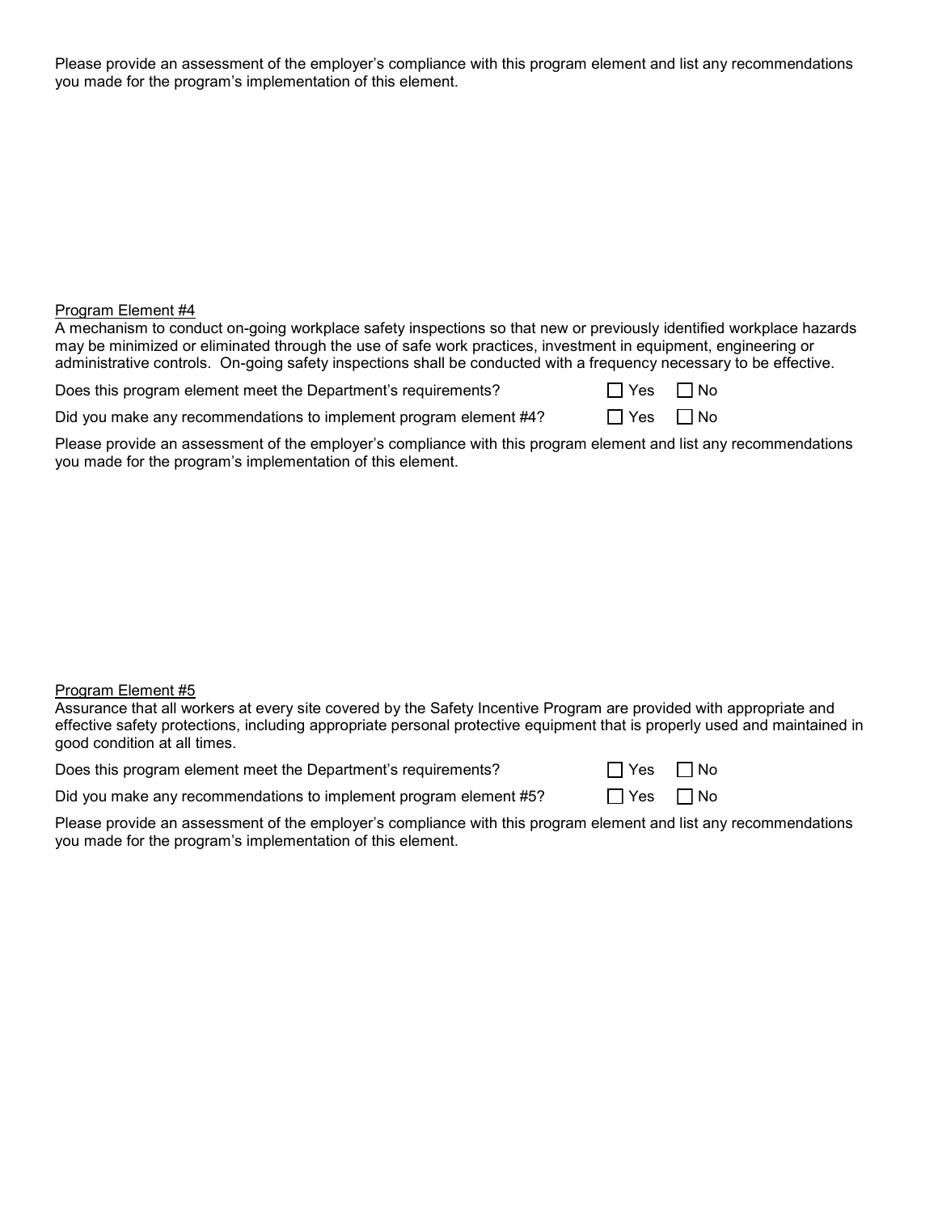Please provide an assessment of the employer's compliance with this program element and list any recommendations you made for the program's implementation of this element.

Program Element #4

A mechanism to conduct on-going workplace safety inspections so that new or previously identified workplace hazards may be minimized or eliminated through the use of safe work practices, investment in equipment, engineering or administrative controls. On-going safety inspections shall be conducted with a frequency necessary to be effective.

Does this program element meet the Department's requirements? ☐ Yes ☐ No

Did you make any recommendations to implement program element #4? ☐ Yes ☐ No

Please provide an assessment of the employer's compliance with this program element and list any recommendations you made for the program's implementation of this element.

Program Element #5

Assurance that all workers at every site covered by the Safety Incentive Program are provided with appropriate and effective safety protections, including appropriate personal protective equipment that is properly used and maintained in good condition at all times.

Does this program element meet the Department's requirements? ☐ Yes ☐ No

Did you make any recommendations to implement program element #5? ☐ Yes ☐ No

Please provide an assessment of the employer's compliance with this program element and list any recommendations you made for the program's implementation of this element.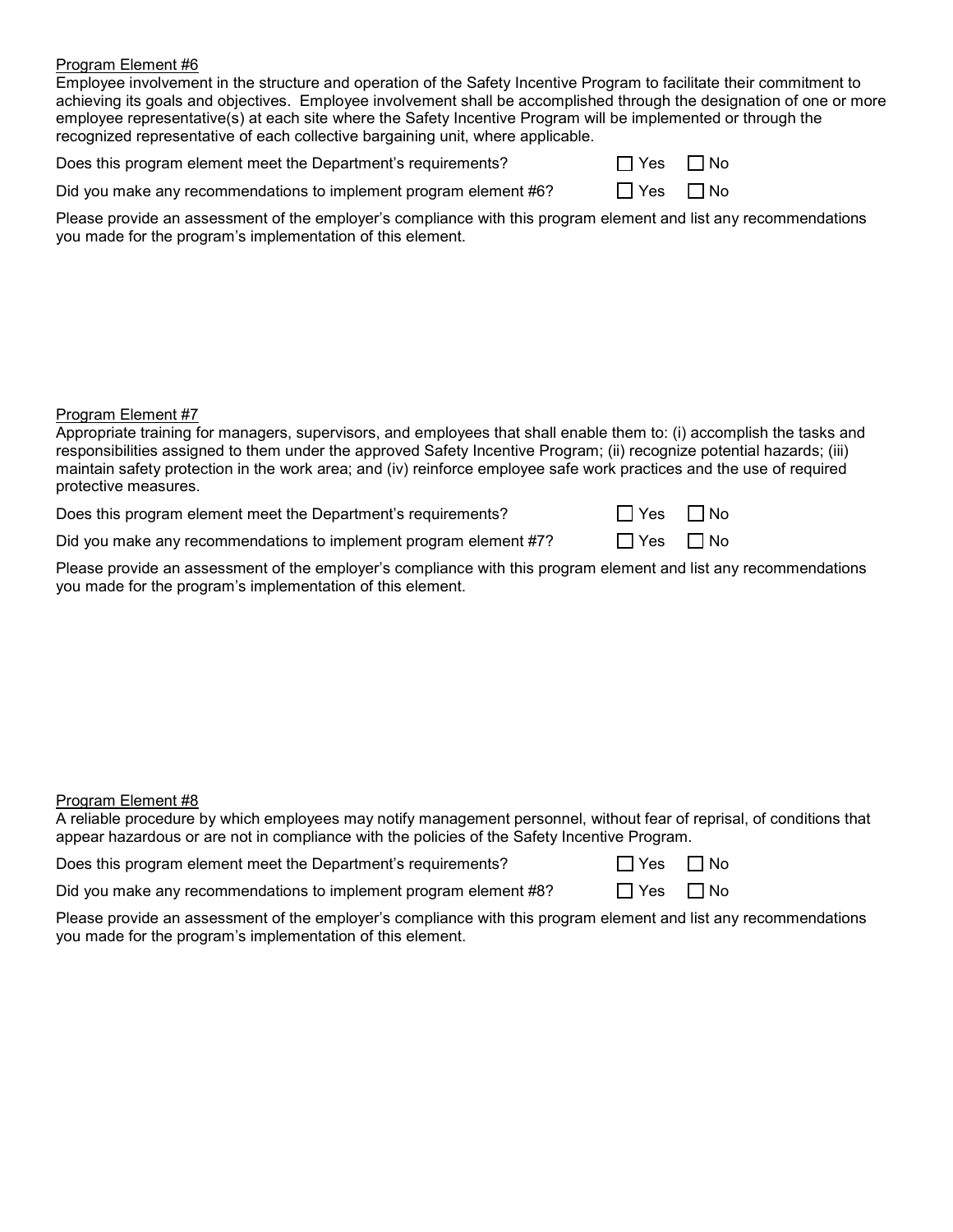Program Element #6

Employee involvement in the structure and operation of the Safety Incentive Program to facilitate their commitment to achieving its goals and objectives. Employee involvement shall be accomplished through the designation of one or more employee representative(s) at each site where the Safety Incentive Program will be implemented or through the recognized representative of each collective bargaining unit, where applicable.

Does this program element meet the Department's requirements? ☐ Yes ☐ No

Did you make any recommendations to implement program element #6? ☐ Yes ☐ No

Please provide an assessment of the employer's compliance with this program element and list any recommendations you made for the program's implementation of this element.

Program Element #7

Appropriate training for managers, supervisors, and employees that shall enable them to: (i) accomplish the tasks and responsibilities assigned to them under the approved Safety Incentive Program; (ii) recognize potential hazards; (iii) maintain safety protection in the work area; and (iv) reinforce employee safe work practices and the use of required protective measures.

Does this program element meet the Department's requirements? ☐ Yes ☐ No

Did you make any recommendations to implement program element #7? ☐ Yes ☐ No

Please provide an assessment of the employer's compliance with this program element and list any recommendations you made for the program's implementation of this element.

Program Element #8

A reliable procedure by which employees may notify management personnel, without fear of reprisal, of conditions that appear hazardous or are not in compliance with the policies of the Safety Incentive Program.

Does this program element meet the Department's requirements? ☐ Yes ☐ No

Did you make any recommendations to implement program element #8? ☐ Yes ☐ No

Please provide an assessment of the employer's compliance with this program element and list any recommendations you made for the program's implementation of this element.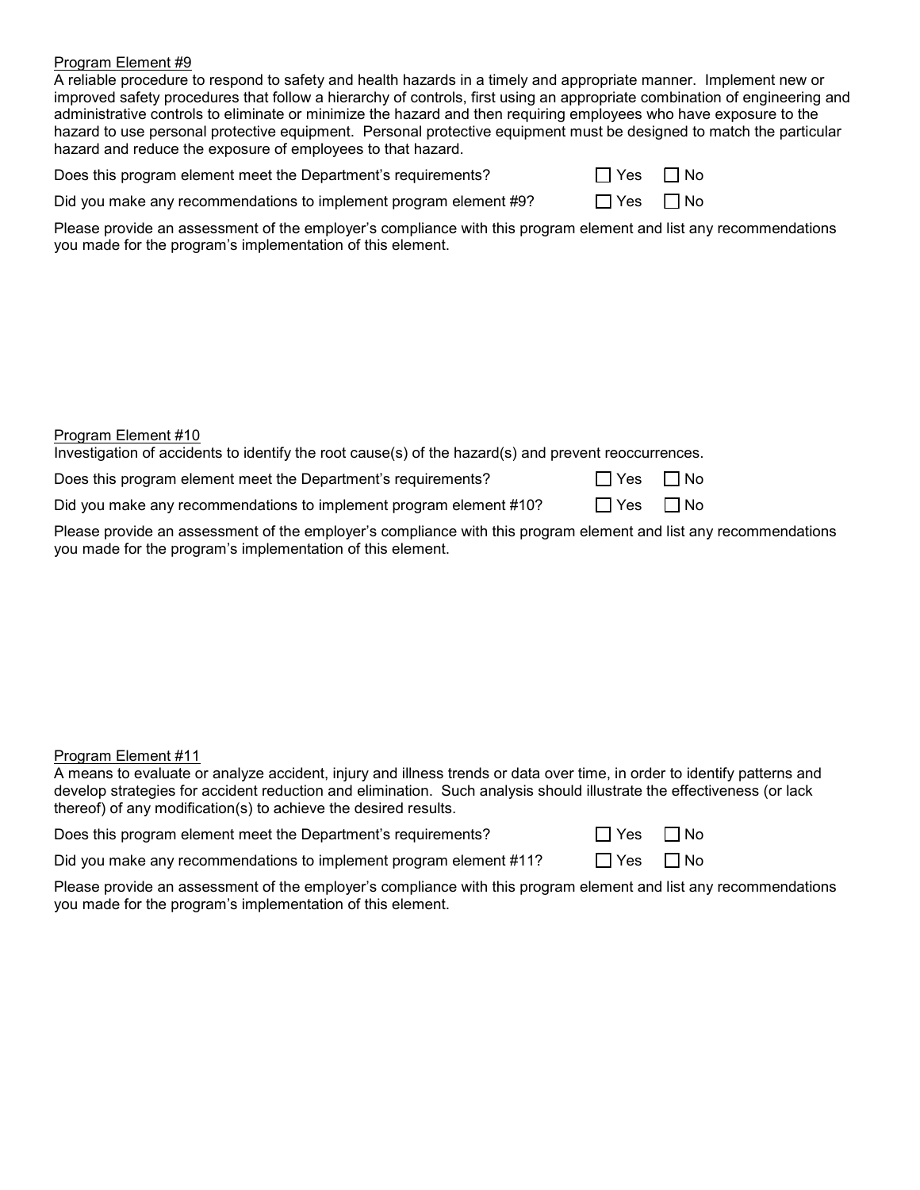Program Element #9

A reliable procedure to respond to safety and health hazards in a timely and appropriate manner. Implement new or improved safety procedures that follow a hierarchy of controls, first using an appropriate combination of engineering and administrative controls to eliminate or minimize the hazard and then requiring employees who have exposure to the hazard to use personal protective equipment. Personal protective equipment must be designed to match the particular hazard and reduce the exposure of employees to that hazard.

Does this program element meet the Department's requirements? ☐ Yes ☐ No

Did you make any recommendations to implement program element #9? ☐ Yes ☐ No

Please provide an assessment of the employer's compliance with this program element and list any recommendations you made for the program's implementation of this element.

Program Element #10

Investigation of accidents to identify the root cause(s) of the hazard(s) and prevent reoccurrences.

Does this program element meet the Department's requirements? ☐ Yes ☐ No

Did you make any recommendations to implement program element #10? ☐ Yes ☐ No

Please provide an assessment of the employer's compliance with this program element and list any recommendations you made for the program's implementation of this element.

Program Element #11

A means to evaluate or analyze accident, injury and illness trends or data over time, in order to identify patterns and develop strategies for accident reduction and elimination. Such analysis should illustrate the effectiveness (or lack thereof) of any modification(s) to achieve the desired results.

Does this program element meet the Department's requirements? ☐ Yes ☐ No

Did you make any recommendations to implement program element #11? ☐ Yes ☐ No

Please provide an assessment of the employer's compliance with this program element and list any recommendations you made for the program's implementation of this element.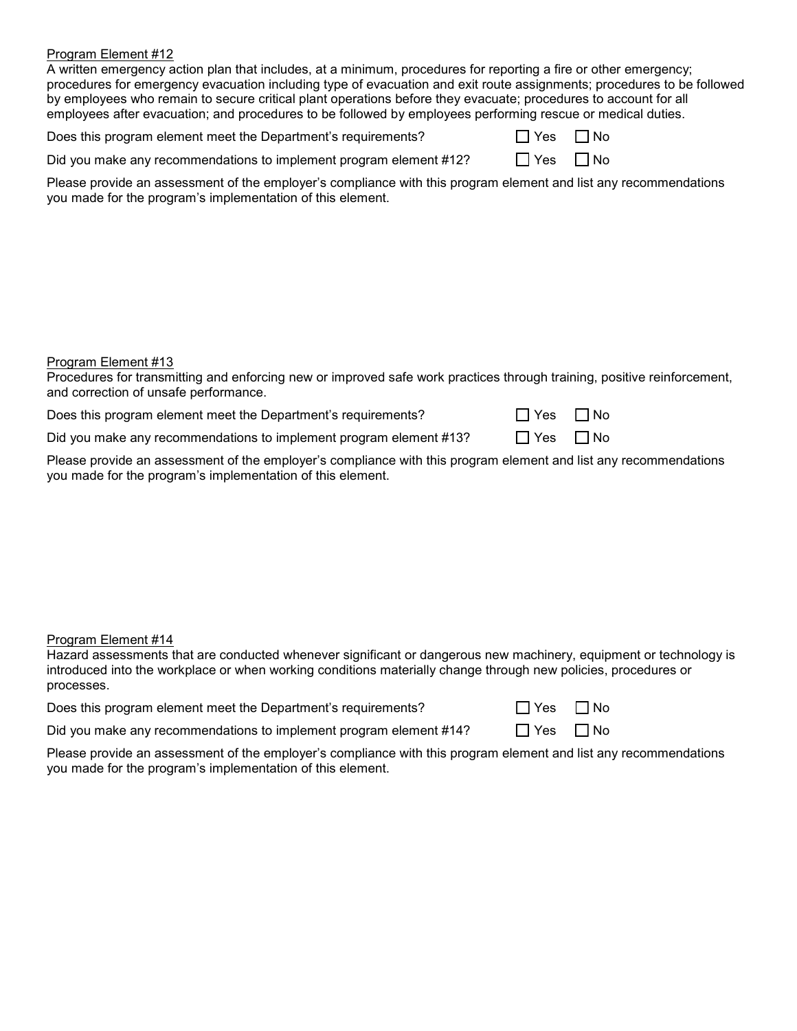Program Element #12

A written emergency action plan that includes, at a minimum, procedures for reporting a fire or other emergency; procedures for emergency evacuation including type of evacuation and exit route assignments; procedures to be followed by employees who remain to secure critical plant operations before they evacuate; procedures to account for all employees after evacuation; and procedures to be followed by employees performing rescue or medical duties.

Does this program element meet the Department's requirements? ☐ Yes ☐ No

Did you make any recommendations to implement program element #12? ☐ Yes ☐ No

Please provide an assessment of the employer's compliance with this program element and list any recommendations you made for the program's implementation of this element.

Program Element #13

Procedures for transmitting and enforcing new or improved safe work practices through training, positive reinforcement, and correction of unsafe performance.

Does this program element meet the Department's requirements? ☐ Yes ☐ No

Did you make any recommendations to implement program element #13? ☐ Yes ☐ No

Please provide an assessment of the employer's compliance with this program element and list any recommendations you made for the program's implementation of this element.

Program Element #14

Hazard assessments that are conducted whenever significant or dangerous new machinery, equipment or technology is introduced into the workplace or when working conditions materially change through new policies, procedures or processes.

Does this program element meet the Department's requirements? ☐ Yes ☐ No

Did you make any recommendations to implement program element #14? ☐ Yes ☐ No

Please provide an assessment of the employer's compliance with this program element and list any recommendations you made for the program's implementation of this element.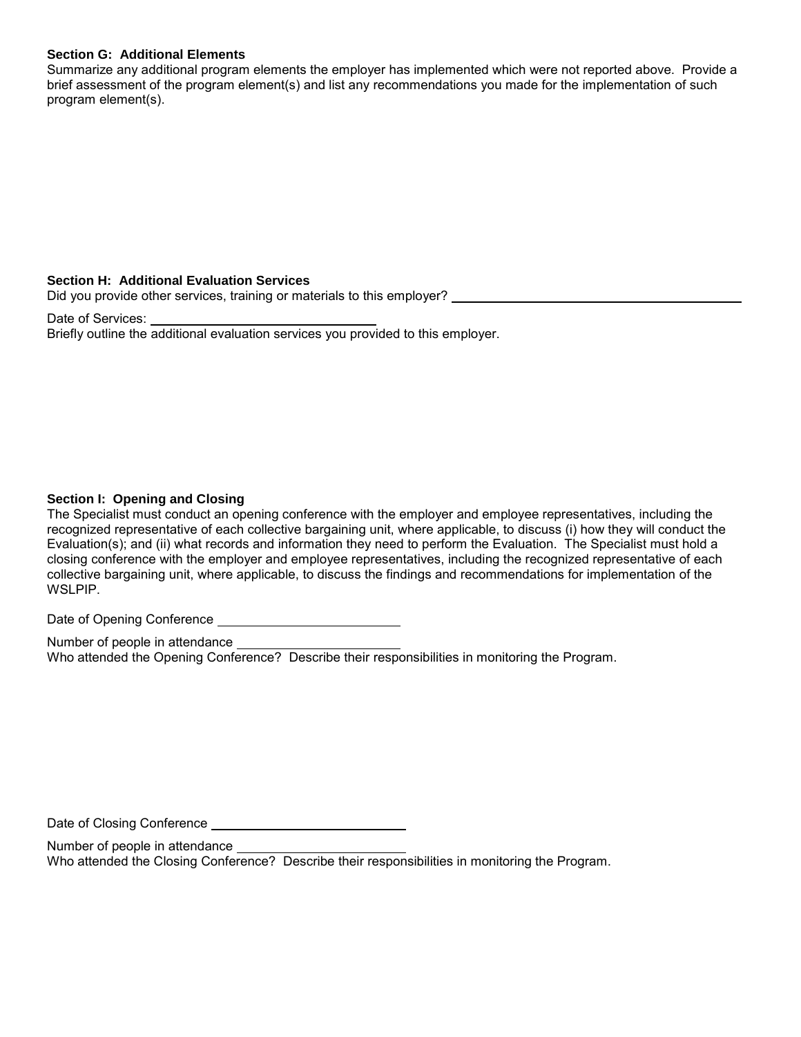**Section G: Additional Elements**

Summarize any additional program elements the employer has implemented which were not reported above. Provide a brief assessment of the program element(s) and list any recommendations you made for the implementation of such program element(s).

**Section H: Additional Evaluation Services**

Did you provide other services, training or materials to this employer? ______________________________

Date of Services: ______________________

Briefly outline the additional evaluation services you provided to this employer.

**Section I: Opening and Closing**

The Specialist must conduct an opening conference with the employer and employee representatives, including the recognized representative of each collective bargaining unit, where applicable, to discuss (i) how they will conduct the Evaluation(s); and (ii) what records and information they need to perform the Evaluation. The Specialist must hold a closing conference with the employer and employee representatives, including the recognized representative of each collective bargaining unit, where applicable, to discuss the findings and recommendations for implementation of the WSLPIP.

Date of Opening Conference ____________________

Number of people in attendance __________________

Who attended the Opening Conference? Describe their responsibilities in monitoring the Program.

Date of Closing Conference ______________________

Number of people in attendance __________________

Who attended the Closing Conference? Describe their responsibilities in monitoring the Program.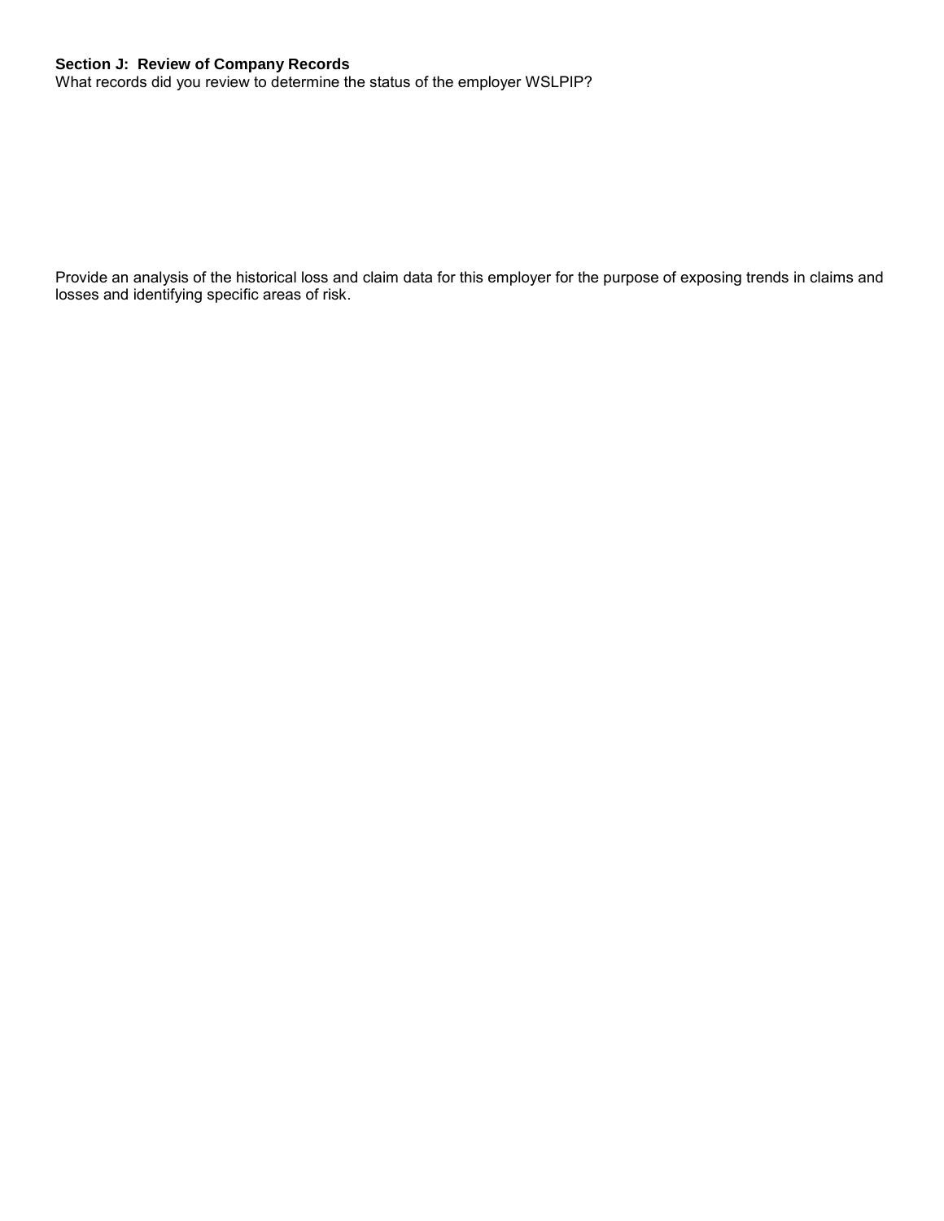**Section J: Review of Company Records**

What records did you review to determine the status of the employer WSLPIP?

Provide an analysis of the historical loss and claim data for this employer for the purpose of exposing trends in claims and losses and identifying specific areas of risk.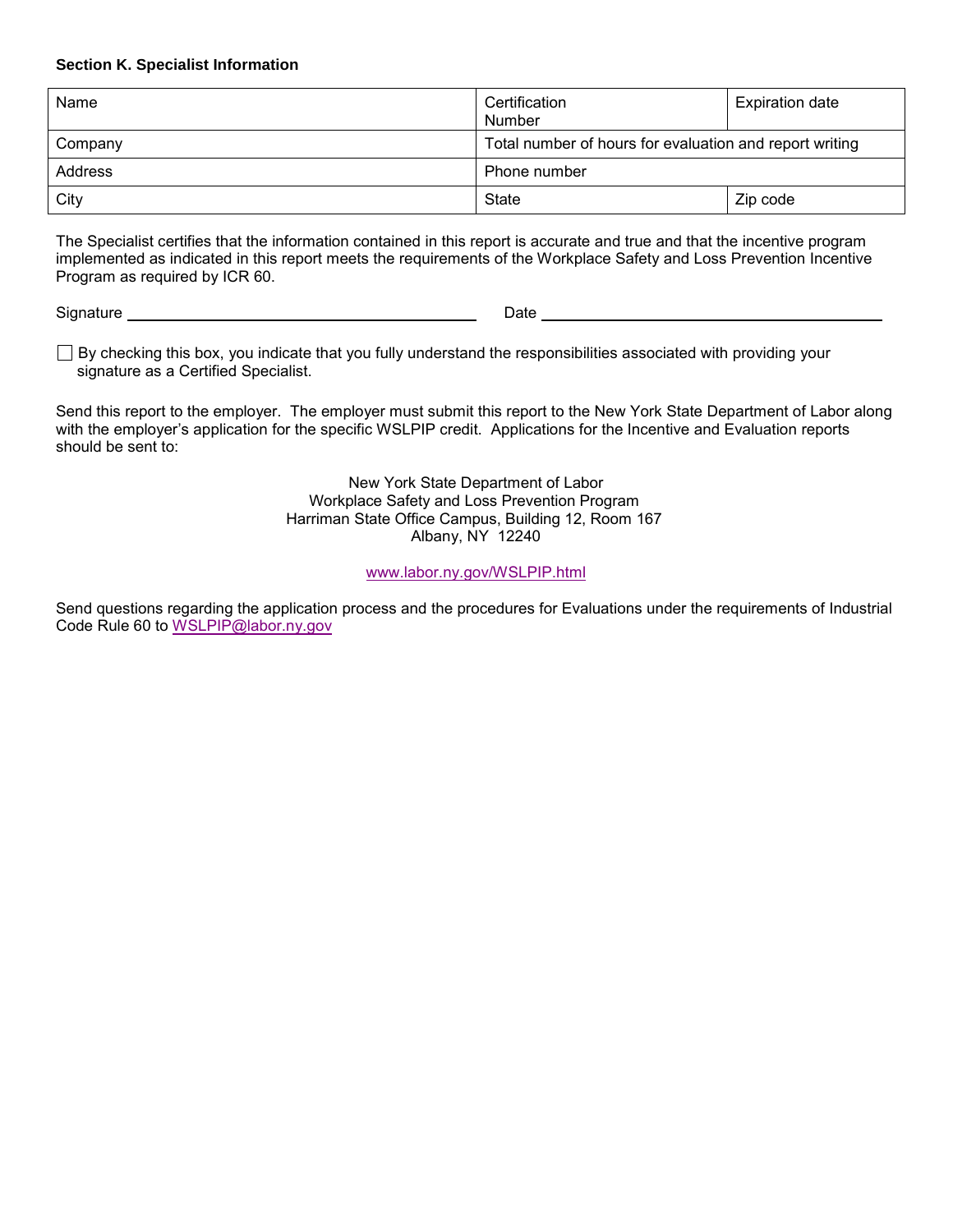**Section K. Specialist Information**

| | | |
|---|---|---|
| Name | Certification Number | Expiration date |
| Company | Total number of hours for evaluation and report writing | |
| Address | Phone number | |
| City | State | Zip code |

The Specialist certifies that the information contained in this report is accurate and true and that the incentive program implemented as indicated in this report meets the requirements of the Workplace Safety and Loss Prevention Incentive Program as required by ICR 60.

Signature ______________________________ Date ______________________________

☐ By checking this box, you indicate that you fully understand the responsibilities associated with providing your signature as a Certified Specialist.

Send this report to the employer. The employer must submit this report to the New York State Department of Labor along with the employer's application for the specific WSLPIP credit. Applications for the Incentive and Evaluation reports should be sent to:

New York State Department of Labor
Workplace Safety and Loss Prevention Program
Harriman State Office Campus, Building 12, Room 167
Albany, NY 12240

www.labor.ny.gov/WSLPIP.html

Send questions regarding the application process and the procedures for Evaluations under the requirements of Industrial Code Rule 60 to WSLPIP@labor.ny.gov